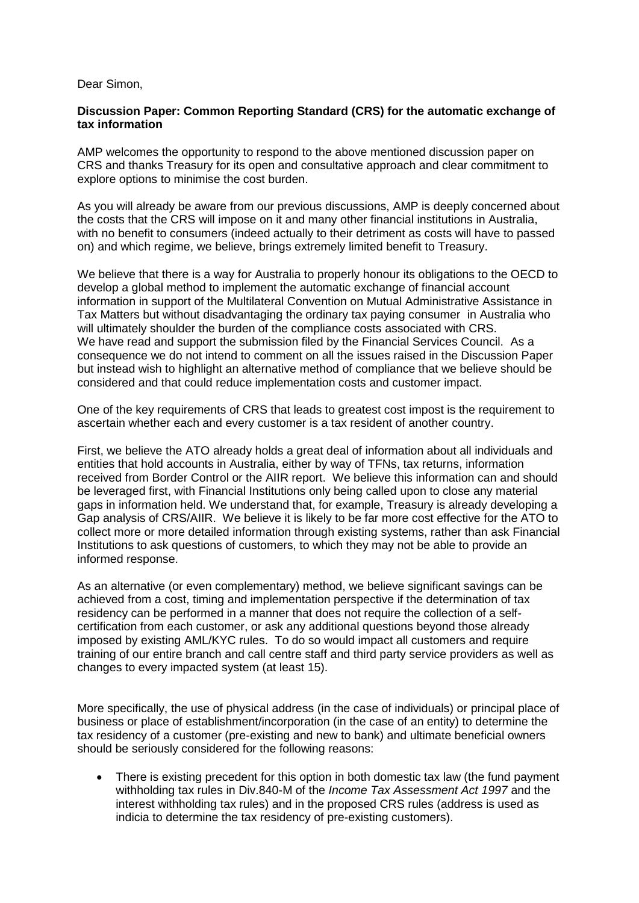Dear Simon,

**Discussion Paper: Common Reporting Standard (CRS) for the automatic exchange of tax information**

AMP welcomes the opportunity to respond to the above mentioned discussion paper on CRS and thanks Treasury for its open and consultative approach and clear commitment to explore options to minimise the cost burden.

As you will already be aware from our previous discussions, AMP is deeply concerned about the costs that the CRS will impose on it and many other financial institutions in Australia, with no benefit to consumers (indeed actually to their detriment as costs will have to passed on) and which regime, we believe, brings extremely limited benefit to Treasury.

We believe that there is a way for Australia to properly honour its obligations to the OECD to develop a global method to implement the automatic exchange of financial account information in support of the Multilateral Convention on Mutual Administrative Assistance in Tax Matters but without disadvantaging the ordinary tax paying consumer in Australia who will ultimately shoulder the burden of the compliance costs associated with CRS. We have read and support the submission filed by the Financial Services Council. As a consequence we do not intend to comment on all the issues raised in the Discussion Paper but instead wish to highlight an alternative method of compliance that we believe should be considered and that could reduce implementation costs and customer impact.

One of the key requirements of CRS that leads to greatest cost impost is the requirement to ascertain whether each and every customer is a tax resident of another country.

First, we believe the ATO already holds a great deal of information about all individuals and entities that hold accounts in Australia, either by way of TFNs, tax returns, information received from Border Control or the AIIR report. We believe this information can and should be leveraged first, with Financial Institutions only being called upon to close any material gaps in information held. We understand that, for example, Treasury is already developing a Gap analysis of CRS/AIIR. We believe it is likely to be far more cost effective for the ATO to collect more or more detailed information through existing systems, rather than ask Financial Institutions to ask questions of customers, to which they may not be able to provide an informed response.

As an alternative (or even complementary) method, we believe significant savings can be achieved from a cost, timing and implementation perspective if the determination of tax residency can be performed in a manner that does not require the collection of a self-certification from each customer, or ask any additional questions beyond those already imposed by existing AML/KYC rules. To do so would impact all customers and require training of our entire branch and call centre staff and third party service providers as well as changes to every impacted system (at least 15).

More specifically, the use of physical address (in the case of individuals) or principal place of business or place of establishment/incorporation (in the case of an entity) to determine the tax residency of a customer (pre-existing and new to bank) and ultimate beneficial owners should be seriously considered for the following reasons:

- There is existing precedent for this option in both domestic tax law (the fund payment withholding tax rules in Div.840-M of the *Income Tax Assessment Act 1997* and the interest withholding tax rules) and in the proposed CRS rules (address is used as indicia to determine the tax residency of pre-existing customers).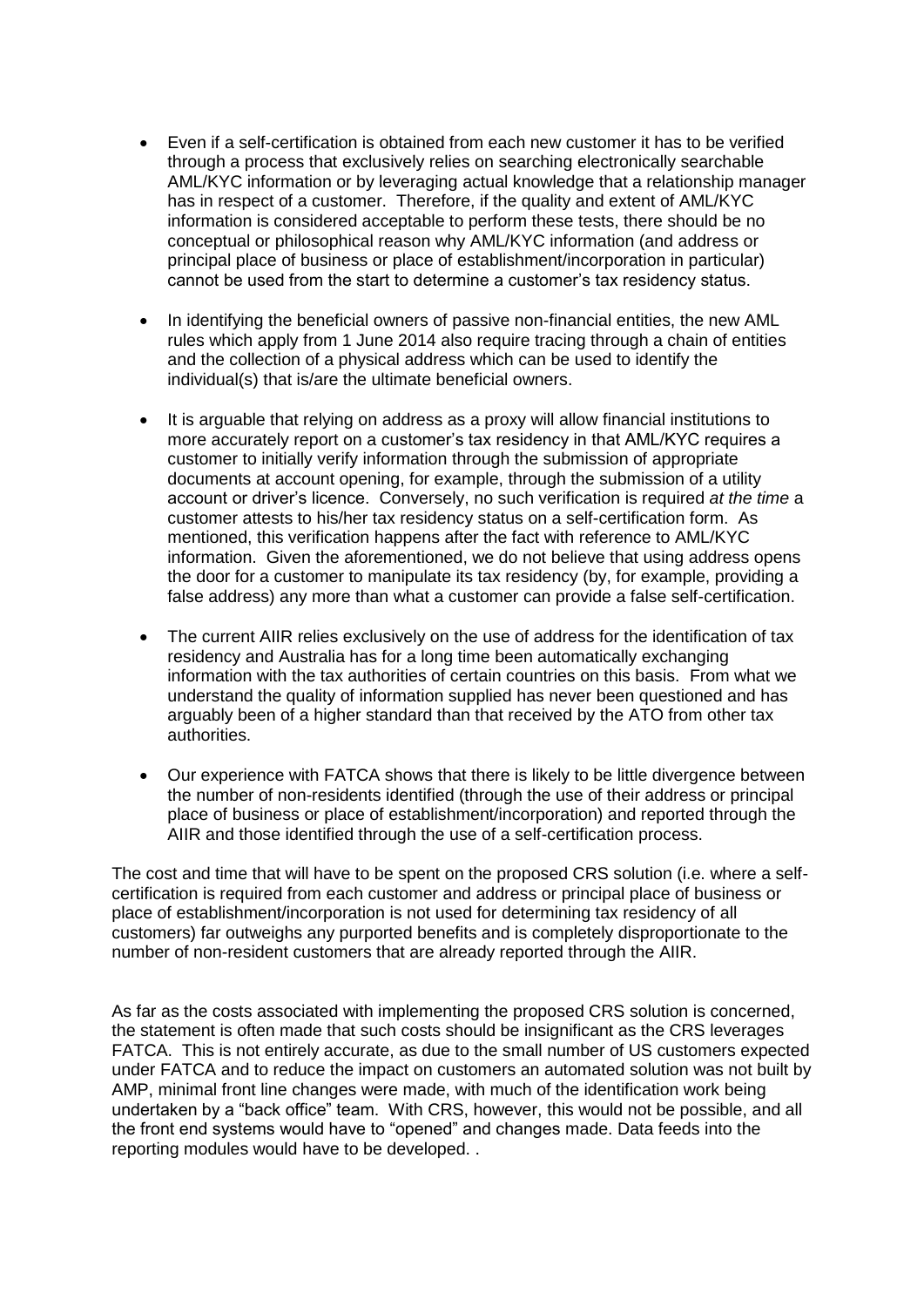- Even if a self-certification is obtained from each new customer it has to be verified through a process that exclusively relies on searching electronically searchable AML/KYC information or by leveraging actual knowledge that a relationship manager has in respect of a customer. Therefore, if the quality and extent of AML/KYC information is considered acceptable to perform these tests, there should be no conceptual or philosophical reason why AML/KYC information (and address or principal place of business or place of establishment/incorporation in particular) cannot be used from the start to determine a customer's tax residency status.
- In identifying the beneficial owners of passive non-financial entities, the new AML rules which apply from 1 June 2014 also require tracing through a chain of entities and the collection of a physical address which can be used to identify the individual(s) that is/are the ultimate beneficial owners.
- It is arguable that relying on address as a proxy will allow financial institutions to more accurately report on a customer's tax residency in that AML/KYC requires a customer to initially verify information through the submission of appropriate documents at account opening, for example, through the submission of a utility account or driver's licence. Conversely, no such verification is required *at the time* a customer attests to his/her tax residency status on a self-certification form. As mentioned, this verification happens after the fact with reference to AML/KYC information. Given the aforementioned, we do not believe that using address opens the door for a customer to manipulate its tax residency (by, for example, providing a false address) any more than what a customer can provide a false self-certification.
- The current AIIR relies exclusively on the use of address for the identification of tax residency and Australia has for a long time been automatically exchanging information with the tax authorities of certain countries on this basis. From what we understand the quality of information supplied has never been questioned and has arguably been of a higher standard than that received by the ATO from other tax authorities.
- Our experience with FATCA shows that there is likely to be little divergence between the number of non-residents identified (through the use of their address or principal place of business or place of establishment/incorporation) and reported through the AIIR and those identified through the use of a self-certification process.

The cost and time that will have to be spent on the proposed CRS solution (i.e. where a self-certification is required from each customer and address or principal place of business or place of establishment/incorporation is not used for determining tax residency of all customers) far outweighs any purported benefits and is completely disproportionate to the number of non-resident customers that are already reported through the AIIR.

As far as the costs associated with implementing the proposed CRS solution is concerned, the statement is often made that such costs should be insignificant as the CRS leverages FATCA. This is not entirely accurate, as due to the small number of US customers expected under FATCA and to reduce the impact on customers an automated solution was not built by AMP, minimal front line changes were made, with much of the identification work being undertaken by a "back office" team. With CRS, however, this would not be possible, and all the front end systems would have to "opened" and changes made. Data feeds into the reporting modules would have to be developed. .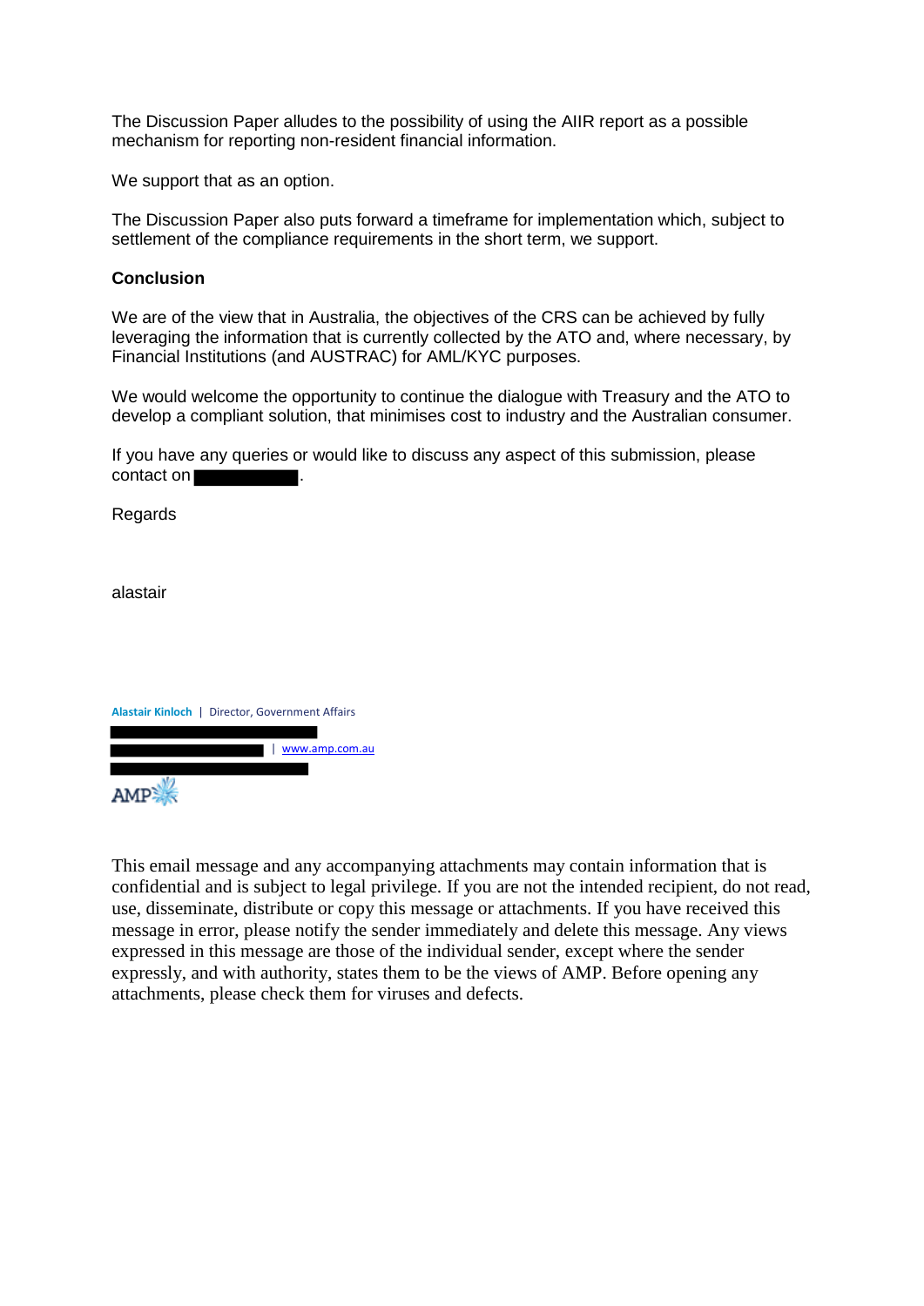The Discussion Paper alludes to the possibility of using the AIIR report as a possible mechanism for reporting non-resident financial information.

We support that as an option.

The Discussion Paper also puts forward a timeframe for implementation which, subject to settlement of the compliance requirements in the short term, we support.

**Conclusion**

We are of the view that in Australia, the objectives of the CRS can be achieved by fully leveraging the information that is currently collected by the ATO and, where necessary, by Financial Institutions (and AUSTRAC) for AML/KYC purposes.

We would welcome the opportunity to continue the dialogue with Treasury and the ATO to develop a compliant solution, that minimises cost to industry and the Australian consumer.

If you have any queries or would like to discuss any aspect of this submission, please contact on [redacted].

Regards

alastair

**Alastair Kinloch** | Director, Government Affairs

[redacted]

[redacted] | www.amp.com.au

[redacted]

AMP

This email message and any accompanying attachments may contain information that is confidential and is subject to legal privilege. If you are not the intended recipient, do not read, use, disseminate, distribute or copy this message or attachments. If you have received this message in error, please notify the sender immediately and delete this message. Any views expressed in this message are those of the individual sender, except where the sender expressly, and with authority, states them to be the views of AMP. Before opening any attachments, please check them for viruses and defects.